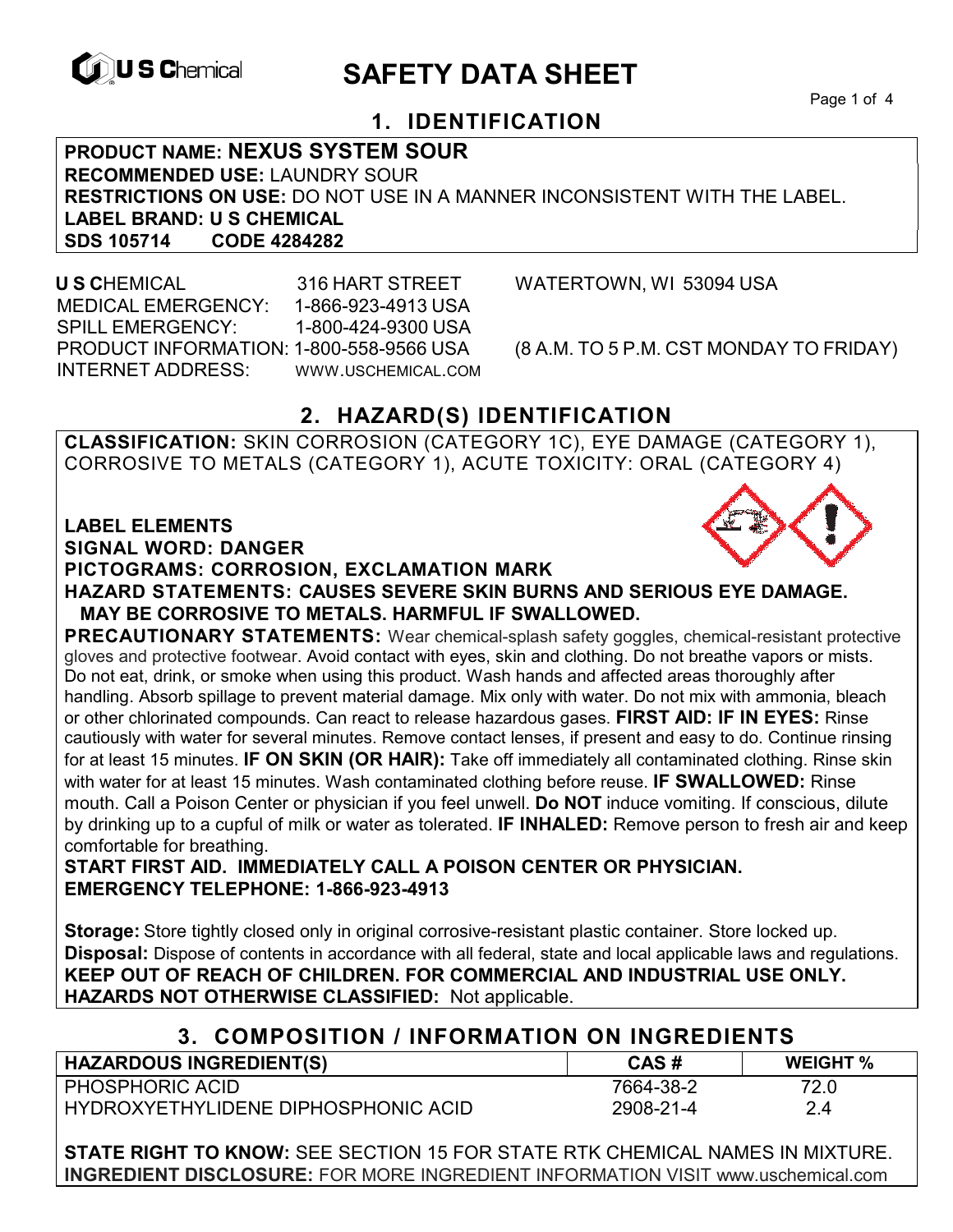U S Chemical

# SAFETY DATA SHEET

## 1. IDENTIFICATION

**PRODUCT NAME: NEXUS SYSTEM SOUR**
**RECOMMENDED USE:** LAUNDRY SOUR
**RESTRICTIONS ON USE:** DO NOT USE IN A MANNER INCONSISTENT WITH THE LABEL.
**LABEL BRAND: U S CHEMICAL**
**SDS 105714 CODE 4284282**

**U S C**HEMICAL 316 HART STREET WATERTOWN, WI 53094 USA
MEDICAL EMERGENCY: 1-866-923-4913 USA
SPILL EMERGENCY: 1-800-424-9300 USA
PRODUCT INFORMATION: 1-800-558-9566 USA (8 A.M. TO 5 P.M. CST MONDAY TO FRIDAY)
INTERNET ADDRESS: WWW.USCHEMICAL.COM

## 2. HAZARD(S) IDENTIFICATION

**CLASSIFICATION:** SKIN CORROSION (CATEGORY 1C), EYE DAMAGE (CATEGORY 1), CORROSIVE TO METALS (CATEGORY 1), ACUTE TOXICITY: ORAL (CATEGORY 4)

**LABEL ELEMENTS**
**SIGNAL WORD: DANGER**
**PICTOGRAMS: CORROSION, EXCLAMATION MARK**
**HAZARD STATEMENTS: CAUSES SEVERE SKIN BURNS AND SERIOUS EYE DAMAGE. MAY BE CORROSIVE TO METALS. HARMFUL IF SWALLOWED.**
**PRECAUTIONARY STATEMENTS:** Wear chemical-splash safety goggles, chemical-resistant protective gloves and protective footwear. Avoid contact with eyes, skin and clothing. Do not breathe vapors or mists. Do not eat, drink, or smoke when using this product. Wash hands and affected areas thoroughly after handling. Absorb spillage to prevent material damage. Mix only with water. Do not mix with ammonia, bleach or other chlorinated compounds. Can react to release hazardous gases. **FIRST AID: IF IN EYES:** Rinse cautiously with water for several minutes. Remove contact lenses, if present and easy to do. Continue rinsing for at least 15 minutes. **IF ON SKIN (OR HAIR):** Take off immediately all contaminated clothing. Rinse skin with water for at least 15 minutes. Wash contaminated clothing before reuse. **IF SWALLOWED:** Rinse mouth. Call a Poison Center or physician if you feel unwell. **Do NOT** induce vomiting. If conscious, dilute by drinking up to a cupful of milk or water as tolerated. **IF INHALED:** Remove person to fresh air and keep comfortable for breathing.
**START FIRST AID. IMMEDIATELY CALL A POISON CENTER OR PHYSICIAN.**
**EMERGENCY TELEPHONE: 1-866-923-4913**

**Storage:** Store tightly closed only in original corrosive-resistant plastic container. Store locked up.
**Disposal:** Dispose of contents in accordance with all federal, state and local applicable laws and regulations.
**KEEP OUT OF REACH OF CHILDREN. FOR COMMERCIAL AND INDUSTRIAL USE ONLY.**
**HAZARDS NOT OTHERWISE CLASSIFIED:** Not applicable.

## 3. COMPOSITION / INFORMATION ON INGREDIENTS

| HAZARDOUS INGREDIENT(S) | CAS # | WEIGHT % |
|---|---|---|
| PHOSPHORIC ACID | 7664-38-2 | 72.0 |
| HYDROXYETHYLIDENE DIPHOSPHONIC ACID | 2908-21-4 | 2.4 |

**STATE RIGHT TO KNOW:** SEE SECTION 15 FOR STATE RTK CHEMICAL NAMES IN MIXTURE.
**INGREDIENT DISCLOSURE:** FOR MORE INGREDIENT INFORMATION VISIT www.uschemical.com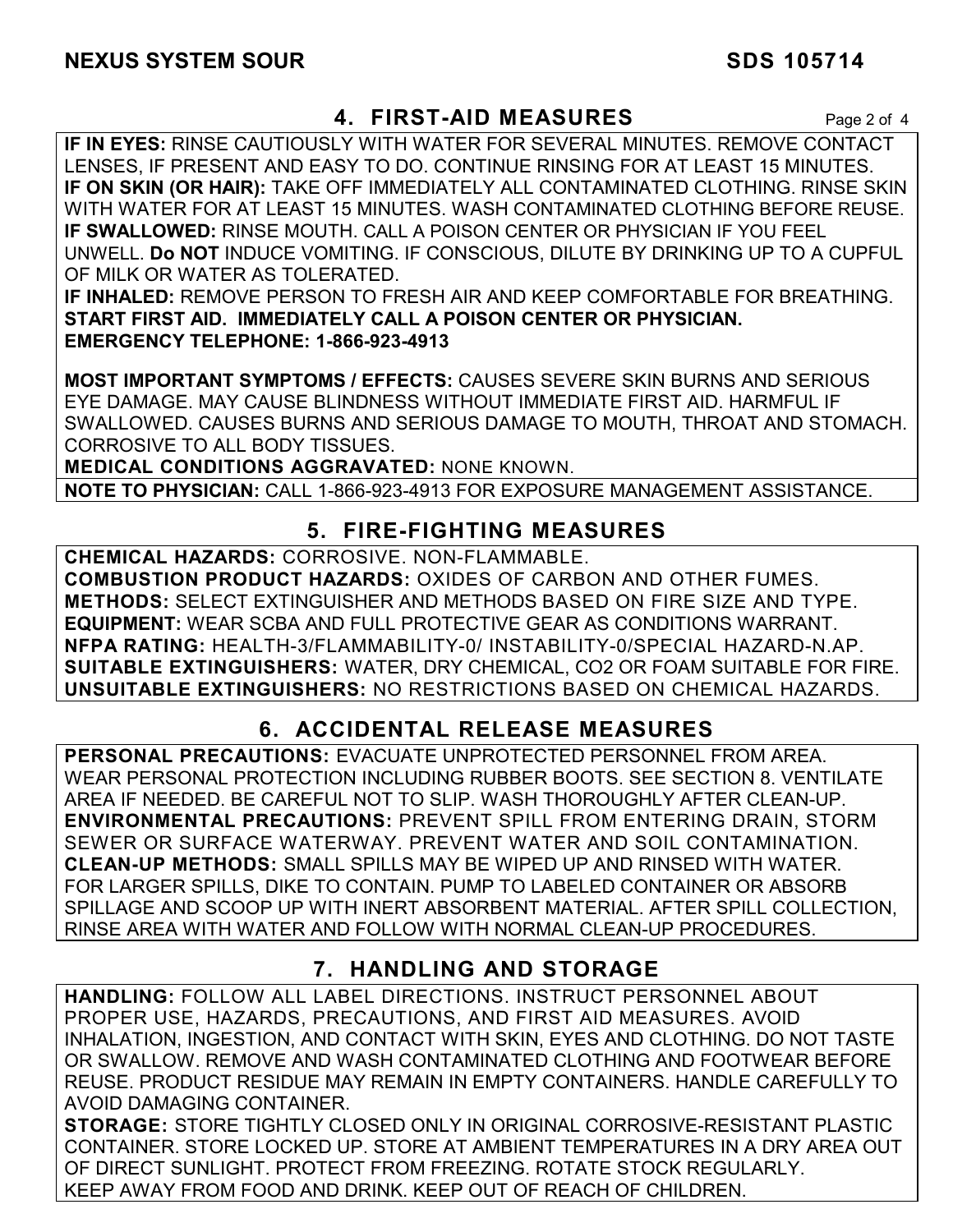## 4. FIRST-AID MEASURES

**IF IN EYES:** RINSE CAUTIOUSLY WITH WATER FOR SEVERAL MINUTES. REMOVE CONTACT LENSES, IF PRESENT AND EASY TO DO. CONTINUE RINSING FOR AT LEAST 15 MINUTES.
**IF ON SKIN (OR HAIR):** TAKE OFF IMMEDIATELY ALL CONTAMINATED CLOTHING. RINSE SKIN WITH WATER FOR AT LEAST 15 MINUTES. WASH CONTAMINATED CLOTHING BEFORE REUSE.
**IF SWALLOWED:** RINSE MOUTH. CALL A POISON CENTER OR PHYSICIAN IF YOU FEEL UNWELL. **Do NOT** INDUCE VOMITING. IF CONSCIOUS, DILUTE BY DRINKING UP TO A CUPFUL OF MILK OR WATER AS TOLERATED.
**IF INHALED:** REMOVE PERSON TO FRESH AIR AND KEEP COMFORTABLE FOR BREATHING.
**START FIRST AID. IMMEDIATELY CALL A POISON CENTER OR PHYSICIAN.**
**EMERGENCY TELEPHONE: 1-866-923-4913**

**MOST IMPORTANT SYMPTOMS / EFFECTS:** CAUSES SEVERE SKIN BURNS AND SERIOUS EYE DAMAGE. MAY CAUSE BLINDNESS WITHOUT IMMEDIATE FIRST AID. HARMFUL IF SWALLOWED. CAUSES BURNS AND SERIOUS DAMAGE TO MOUTH, THROAT AND STOMACH. CORROSIVE TO ALL BODY TISSUES.
**MEDICAL CONDITIONS AGGRAVATED:** NONE KNOWN.
**NOTE TO PHYSICIAN:** CALL 1-866-923-4913 FOR EXPOSURE MANAGEMENT ASSISTANCE.

## 5. FIRE-FIGHTING MEASURES

**CHEMICAL HAZARDS:** CORROSIVE. NON-FLAMMABLE.
**COMBUSTION PRODUCT HAZARDS:** OXIDES OF CARBON AND OTHER FUMES.
**METHODS:** SELECT EXTINGUISHER AND METHODS BASED ON FIRE SIZE AND TYPE.
**EQUIPMENT:** WEAR SCBA AND FULL PROTECTIVE GEAR AS CONDITIONS WARRANT.
**NFPA RATING:** HEALTH-3/FLAMMABILITY-0/ INSTABILITY-0/SPECIAL HAZARD-N.AP.
**SUITABLE EXTINGUISHERS:** WATER, DRY CHEMICAL, CO2 OR FOAM SUITABLE FOR FIRE.
**UNSUITABLE EXTINGUISHERS:** NO RESTRICTIONS BASED ON CHEMICAL HAZARDS.

## 6. ACCIDENTAL RELEASE MEASURES

**PERSONAL PRECAUTIONS:** EVACUATE UNPROTECTED PERSONNEL FROM AREA. WEAR PERSONAL PROTECTION INCLUDING RUBBER BOOTS. SEE SECTION 8. VENTILATE AREA IF NEEDED. BE CAREFUL NOT TO SLIP. WASH THOROUGHLY AFTER CLEAN-UP.
**ENVIRONMENTAL PRECAUTIONS:** PREVENT SPILL FROM ENTERING DRAIN, STORM SEWER OR SURFACE WATERWAY. PREVENT WATER AND SOIL CONTAMINATION.
**CLEAN-UP METHODS:** SMALL SPILLS MAY BE WIPED UP AND RINSED WITH WATER. FOR LARGER SPILLS, DIKE TO CONTAIN. PUMP TO LABELED CONTAINER OR ABSORB SPILLAGE AND SCOOP UP WITH INERT ABSORBENT MATERIAL. AFTER SPILL COLLECTION, RINSE AREA WITH WATER AND FOLLOW WITH NORMAL CLEAN-UP PROCEDURES.

## 7. HANDLING AND STORAGE

**HANDLING:** FOLLOW ALL LABEL DIRECTIONS. INSTRUCT PERSONNEL ABOUT PROPER USE, HAZARDS, PRECAUTIONS, AND FIRST AID MEASURES. AVOID INHALATION, INGESTION, AND CONTACT WITH SKIN, EYES AND CLOTHING. DO NOT TASTE OR SWALLOW. REMOVE AND WASH CONTAMINATED CLOTHING AND FOOTWEAR BEFORE REUSE. PRODUCT RESIDUE MAY REMAIN IN EMPTY CONTAINERS. HANDLE CAREFULLY TO AVOID DAMAGING CONTAINER.
**STORAGE:** STORE TIGHTLY CLOSED ONLY IN ORIGINAL CORROSIVE-RESISTANT PLASTIC CONTAINER. STORE LOCKED UP. STORE AT AMBIENT TEMPERATURES IN A DRY AREA OUT OF DIRECT SUNLIGHT. PROTECT FROM FREEZING. ROTATE STOCK REGULARLY. KEEP AWAY FROM FOOD AND DRINK. KEEP OUT OF REACH OF CHILDREN.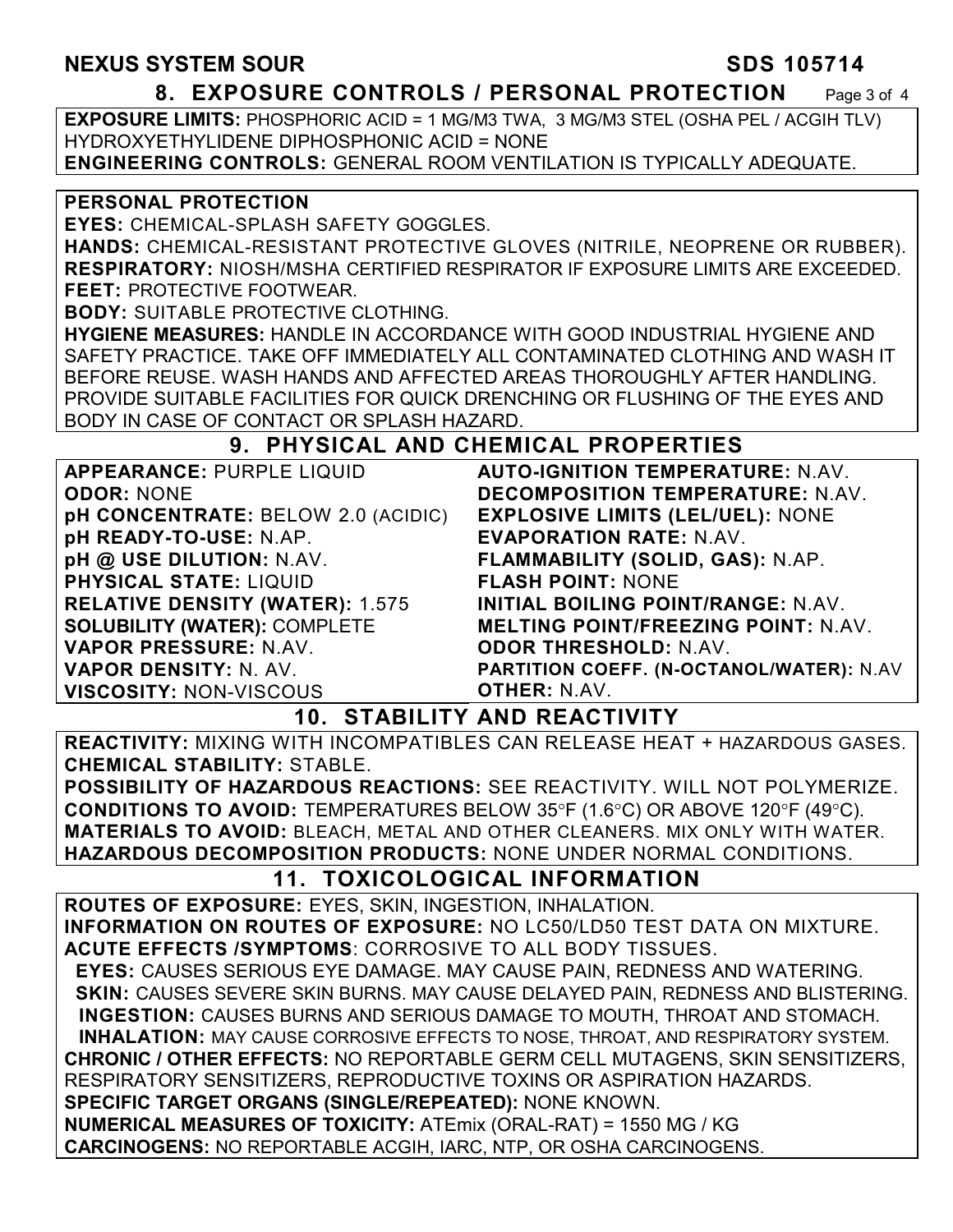## 8. EXPOSURE CONTROLS / PERSONAL PROTECTION

**EXPOSURE LIMITS:** PHOSPHORIC ACID = 1 MG/M3 TWA, 3 MG/M3 STEL (OSHA PEL / ACGIH TLV) HYDROXYETHYLIDENE DIPHOSPHONIC ACID = NONE

**ENGINEERING CONTROLS:** GENERAL ROOM VENTILATION IS TYPICALLY ADEQUATE.

**PERSONAL PROTECTION**

**EYES:** CHEMICAL-SPLASH SAFETY GOGGLES.

**HANDS:** CHEMICAL-RESISTANT PROTECTIVE GLOVES (NITRILE, NEOPRENE OR RUBBER).

**RESPIRATORY:** NIOSH/MSHA CERTIFIED RESPIRATOR IF EXPOSURE LIMITS ARE EXCEEDED.

**FEET:** PROTECTIVE FOOTWEAR.

**BODY:** SUITABLE PROTECTIVE CLOTHING.

**HYGIENE MEASURES:** HANDLE IN ACCORDANCE WITH GOOD INDUSTRIAL HYGIENE AND SAFETY PRACTICE. TAKE OFF IMMEDIATELY ALL CONTAMINATED CLOTHING AND WASH IT BEFORE REUSE. WASH HANDS AND AFFECTED AREAS THOROUGHLY AFTER HANDLING. PROVIDE SUITABLE FACILITIES FOR QUICK DRENCHING OR FLUSHING OF THE EYES AND BODY IN CASE OF CONTACT OR SPLASH HAZARD.

## 9. PHYSICAL AND CHEMICAL PROPERTIES

**APPEARANCE:** PURPLE LIQUID
**ODOR:** NONE
**pH CONCENTRATE:** BELOW 2.0 (ACIDIC)
**pH READY-TO-USE:** N.AP.
**pH @ USE DILUTION:** N.AV.
**PHYSICAL STATE:** LIQUID
**RELATIVE DENSITY (WATER):** 1.575
**SOLUBILITY (WATER):** COMPLETE
**VAPOR PRESSURE:** N.AV.
**VAPOR DENSITY:** N. AV.
**VISCOSITY:** NON-VISCOUS
**AUTO-IGNITION TEMPERATURE:** N.AV.
**DECOMPOSITION TEMPERATURE:** N.AV.
**EXPLOSIVE LIMITS (LEL/UEL):** NONE
**EVAPORATION RATE:** N.AV.
**FLAMMABILITY (SOLID, GAS):** N.AP.
**FLASH POINT:** NONE
**INITIAL BOILING POINT/RANGE:** N.AV.
**MELTING POINT/FREEZING POINT:** N.AV.
**ODOR THRESHOLD:** N.AV.
**PARTITION COEFF. (N-OCTANOL/WATER):** N.AV
**OTHER:** N.AV.

## 10. STABILITY AND REACTIVITY

**REACTIVITY:** MIXING WITH INCOMPATIBLES CAN RELEASE HEAT + HAZARDOUS GASES.

**CHEMICAL STABILITY:** STABLE.

**POSSIBILITY OF HAZARDOUS REACTIONS:** SEE REACTIVITY. WILL NOT POLYMERIZE.

**CONDITIONS TO AVOID:** TEMPERATURES BELOW 35°F (1.6°C) OR ABOVE 120°F (49°C).

**MATERIALS TO AVOID:** BLEACH, METAL AND OTHER CLEANERS. MIX ONLY WITH WATER.

**HAZARDOUS DECOMPOSITION PRODUCTS:** NONE UNDER NORMAL CONDITIONS.

## 11. TOXICOLOGICAL INFORMATION

**ROUTES OF EXPOSURE:** EYES, SKIN, INGESTION, INHALATION.

**INFORMATION ON ROUTES OF EXPOSURE:** NO LC50/LD50 TEST DATA ON MIXTURE.

**ACUTE EFFECTS /SYMPTOMS**: CORROSIVE TO ALL BODY TISSUES.

**EYES:** CAUSES SERIOUS EYE DAMAGE. MAY CAUSE PAIN, REDNESS AND WATERING.

**SKIN:** CAUSES SEVERE SKIN BURNS. MAY CAUSE DELAYED PAIN, REDNESS AND BLISTERING.

**INGESTION:** CAUSES BURNS AND SERIOUS DAMAGE TO MOUTH, THROAT AND STOMACH.

**INHALATION:** MAY CAUSE CORROSIVE EFFECTS TO NOSE, THROAT, AND RESPIRATORY SYSTEM.

**CHRONIC / OTHER EFFECTS:** NO REPORTABLE GERM CELL MUTAGENS, SKIN SENSITIZERS, RESPIRATORY SENSITIZERS, REPRODUCTIVE TOXINS OR ASPIRATION HAZARDS.

**SPECIFIC TARGET ORGANS (SINGLE/REPEATED):** NONE KNOWN.

**NUMERICAL MEASURES OF TOXICITY:** ATEmix (ORAL-RAT) = 1550 MG / KG

**CARCINOGENS:** NO REPORTABLE ACGIH, IARC, NTP, OR OSHA CARCINOGENS.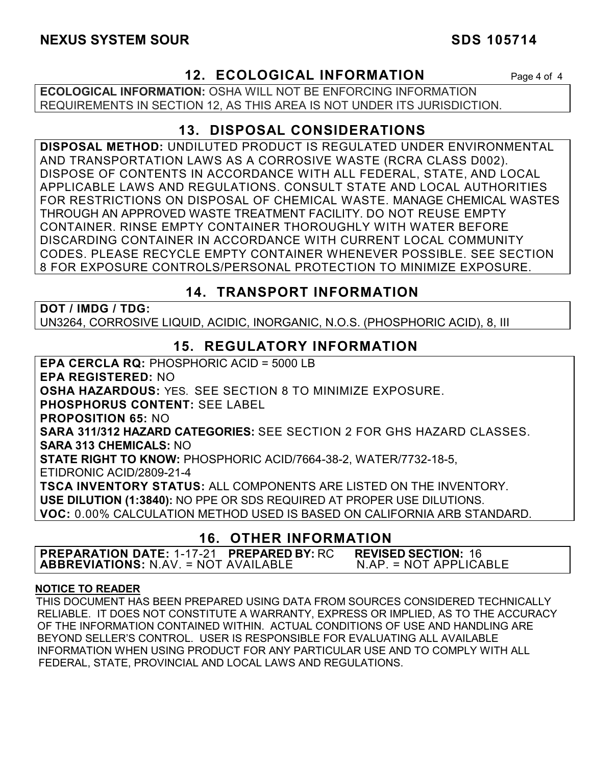## 12. ECOLOGICAL INFORMATION

**ECOLOGICAL INFORMATION:** OSHA WILL NOT BE ENFORCING INFORMATION REQUIREMENTS IN SECTION 12, AS THIS AREA IS NOT UNDER ITS JURISDICTION.

## 13. DISPOSAL CONSIDERATIONS

**DISPOSAL METHOD:** UNDILUTED PRODUCT IS REGULATED UNDER ENVIRONMENTAL AND TRANSPORTATION LAWS AS A CORROSIVE WASTE (RCRA CLASS D002). DISPOSE OF CONTENTS IN ACCORDANCE WITH ALL FEDERAL, STATE, AND LOCAL APPLICABLE LAWS AND REGULATIONS. CONSULT STATE AND LOCAL AUTHORITIES FOR RESTRICTIONS ON DISPOSAL OF CHEMICAL WASTE. MANAGE CHEMICAL WASTES THROUGH AN APPROVED WASTE TREATMENT FACILITY. DO NOT REUSE EMPTY CONTAINER. RINSE EMPTY CONTAINER THOROUGHLY WITH WATER BEFORE DISCARDING CONTAINER IN ACCORDANCE WITH CURRENT LOCAL COMMUNITY CODES. PLEASE RECYCLE EMPTY CONTAINER WHENEVER POSSIBLE. SEE SECTION 8 FOR EXPOSURE CONTROLS/PERSONAL PROTECTION TO MINIMIZE EXPOSURE.

## 14. TRANSPORT INFORMATION

**DOT / IMDG / TDG:**
UN3264, CORROSIVE LIQUID, ACIDIC, INORGANIC, N.O.S. (PHOSPHORIC ACID), 8, III

## 15. REGULATORY INFORMATION

**EPA CERCLA RQ:** PHOSPHORIC ACID = 5000 LB
**EPA REGISTERED:** NO
**OSHA HAZARDOUS:** YES. SEE SECTION 8 TO MINIMIZE EXPOSURE.
**PHOSPHORUS CONTENT:** SEE LABEL
**PROPOSITION 65:** NO
**SARA 311/312 HAZARD CATEGORIES:** SEE SECTION 2 FOR GHS HAZARD CLASSES.
**SARA 313 CHEMICALS:** NO
**STATE RIGHT TO KNOW:** PHOSPHORIC ACID/7664-38-2, WATER/7732-18-5, ETIDRONIC ACID/2809-21-4
**TSCA INVENTORY STATUS:** ALL COMPONENTS ARE LISTED ON THE INVENTORY.
**USE DILUTION (1:3840):** NO PPE OR SDS REQUIRED AT PROPER USE DILUTIONS.
**VOC:** 0.00% CALCULATION METHOD USED IS BASED ON CALIFORNIA ARB STANDARD.

## 16. OTHER INFORMATION

**PREPARATION DATE:** 1-17-21 **PREPARED BY:** RC **REVISED SECTION:** 16
**ABBREVIATIONS:** N.AV. = NOT AVAILABLE N.AP. = NOT APPLICABLE

**NOTICE TO READER**

THIS DOCUMENT HAS BEEN PREPARED USING DATA FROM SOURCES CONSIDERED TECHNICALLY RELIABLE. IT DOES NOT CONSTITUTE A WARRANTY, EXPRESS OR IMPLIED, AS TO THE ACCURACY OF THE INFORMATION CONTAINED WITHIN. ACTUAL CONDITIONS OF USE AND HANDLING ARE BEYOND SELLER'S CONTROL. USER IS RESPONSIBLE FOR EVALUATING ALL AVAILABLE INFORMATION WHEN USING PRODUCT FOR ANY PARTICULAR USE AND TO COMPLY WITH ALL FEDERAL, STATE, PROVINCIAL AND LOCAL LAWS AND REGULATIONS.